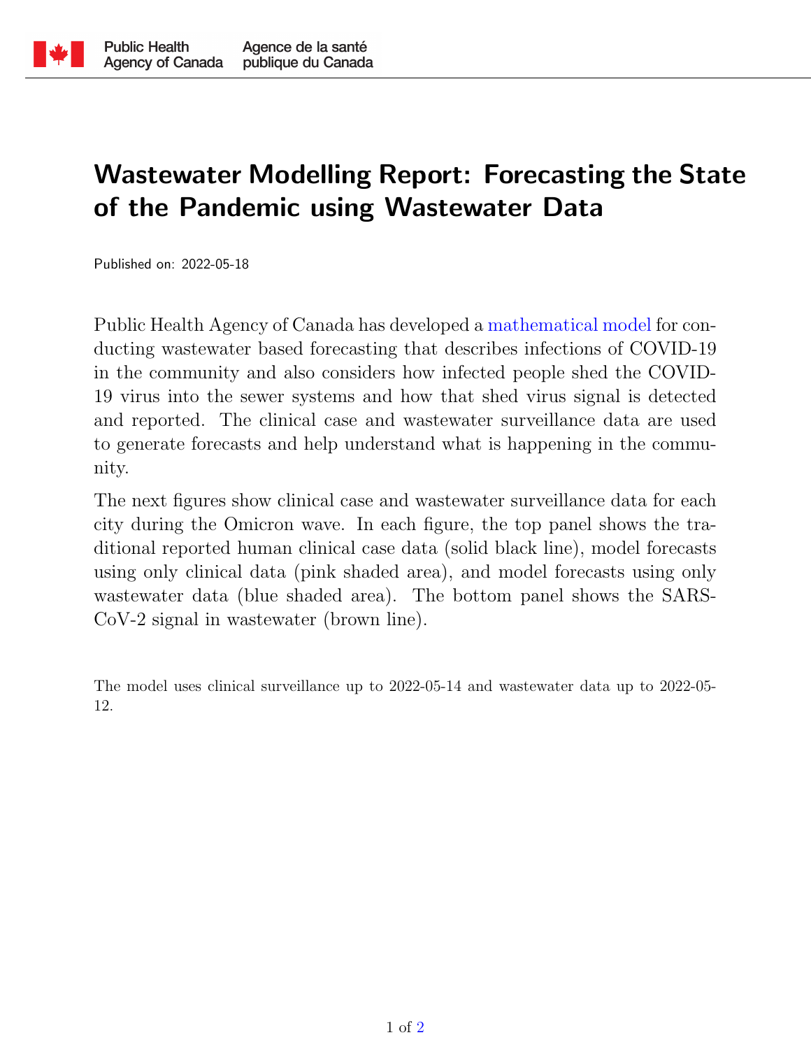Public Health Agency of Canada | Agence de la santé publique du Canada

# Wastewater Modelling Report: Forecasting the State of the Pandemic using Wastewater Data

Published on: 2022-05-18

Public Health Agency of Canada has developed a mathematical model for conducting wastewater based forecasting that describes infections of COVID-19 in the community and also considers how infected people shed the COVID-19 virus into the sewer systems and how that shed virus signal is detected and reported. The clinical case and wastewater surveillance data are used to generate forecasts and help understand what is happening in the community.

The next figures show clinical case and wastewater surveillance data for each city during the Omicron wave. In each figure, the top panel shows the traditional reported human clinical case data (solid black line), model forecasts using only clinical data (pink shaded area), and model forecasts using only wastewater data (blue shaded area). The bottom panel shows the SARS-CoV-2 signal in wastewater (brown line).

The model uses clinical surveillance up to 2022-05-14 and wastewater data up to 2022-05-12.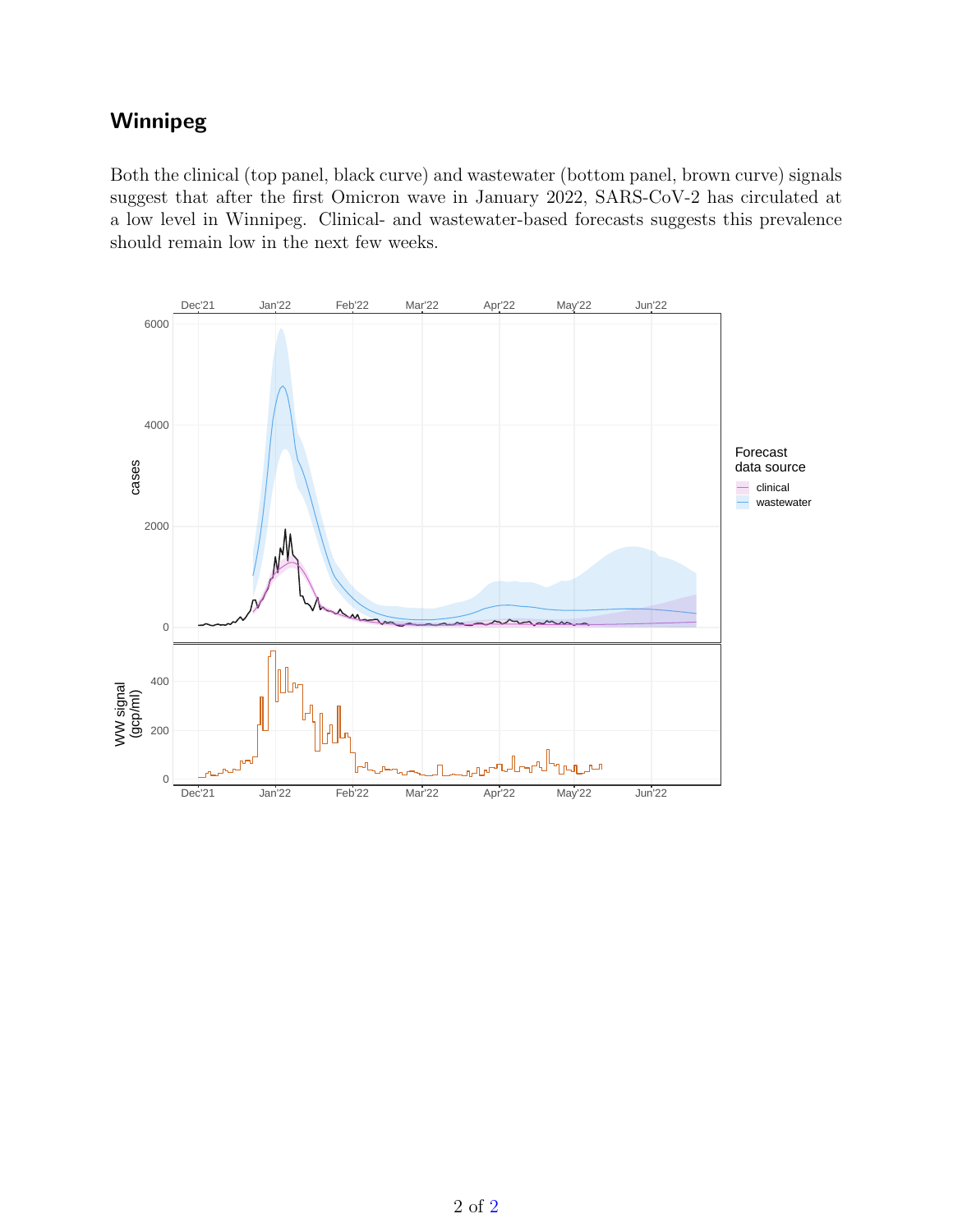# Winnipeg

Both the clinical (top panel, black curve) and wastewater (bottom panel, brown curve) signals suggest that after the first Omicron wave in January 2022, SARS-CoV-2 has circulated at a low level in Winnipeg. Clinical- and wastewater-based forecasts suggests this prevalence should remain low in the next few weeks.

Dec'21
Jan'22
Feb'22
Mar'22
Apr'22
May'22
Jun'22

cases

6000
4000
2000
0

Forecast
data source
clinical
wastewater

WW signal
(gcp/ml)

400
200
0

Dec'21
Jan'22
Feb'22
Mar'22
Apr'22
May'22
Jun'22